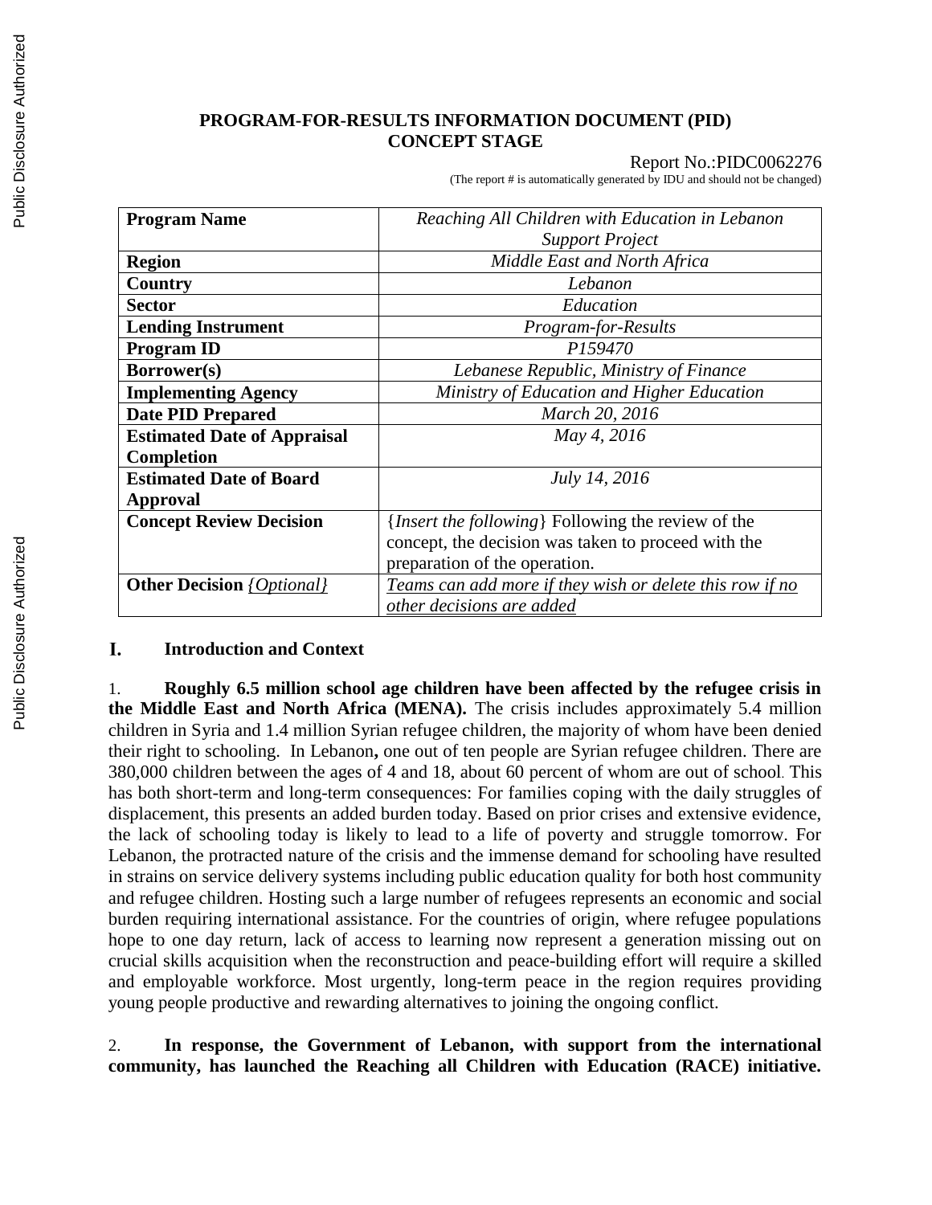**PROGRAM-FOR-RESULTS INFORMATION DOCUMENT (PID)**
**CONCEPT STAGE**

Report No.:PIDC0062276
(The report # is automatically generated by IDU and should not be changed)

| **Program Name** | *Reaching All Children with Education in Lebanon Support Project* |
|---|---|
| **Region** | *Middle East and North Africa* |
| **Country** | *Lebanon* |
| **Sector** | *Education* |
| **Lending Instrument** | *Program-for-Results* |
| **Program ID** | *P159470* |
| **Borrower(s)** | *Lebanese Republic, Ministry of Finance* |
| **Implementing Agency** | *Ministry of Education and Higher Education* |
| **Date PID Prepared** | *March 20, 2016* |
| **Estimated Date of Appraisal Completion** | *May 4, 2016* |
| **Estimated Date of Board Approval** | *July 14, 2016* |
| **Concept Review Decision** | {*Insert the following*} Following the review of the concept, the decision was taken to proceed with the preparation of the operation. |
| **Other Decision** *{Optional}* | *Teams can add more if they wish or delete this row if no other decisions are added* |

## I. Introduction and Context

1. **Roughly 6.5 million school age children have been affected by the refugee crisis in the Middle East and North Africa (MENA).** The crisis includes approximately 5.4 million children in Syria and 1.4 million Syrian refugee children, the majority of whom have been denied their right to schooling. In Lebanon**,** one out of ten people are Syrian refugee children. There are 380,000 children between the ages of 4 and 18, about 60 percent of whom are out of school. This has both short-term and long-term consequences: For families coping with the daily struggles of displacement, this presents an added burden today. Based on prior crises and extensive evidence, the lack of schooling today is likely to lead to a life of poverty and struggle tomorrow. For Lebanon, the protracted nature of the crisis and the immense demand for schooling have resulted in strains on service delivery systems including public education quality for both host community and refugee children. Hosting such a large number of refugees represents an economic and social burden requiring international assistance. For the countries of origin, where refugee populations hope to one day return, lack of access to learning now represent a generation missing out on crucial skills acquisition when the reconstruction and peace-building effort will require a skilled and employable workforce. Most urgently, long-term peace in the region requires providing young people productive and rewarding alternatives to joining the ongoing conflict.

2. **In response, the Government of Lebanon, with support from the international community, has launched the Reaching all Children with Education (RACE) initiative.**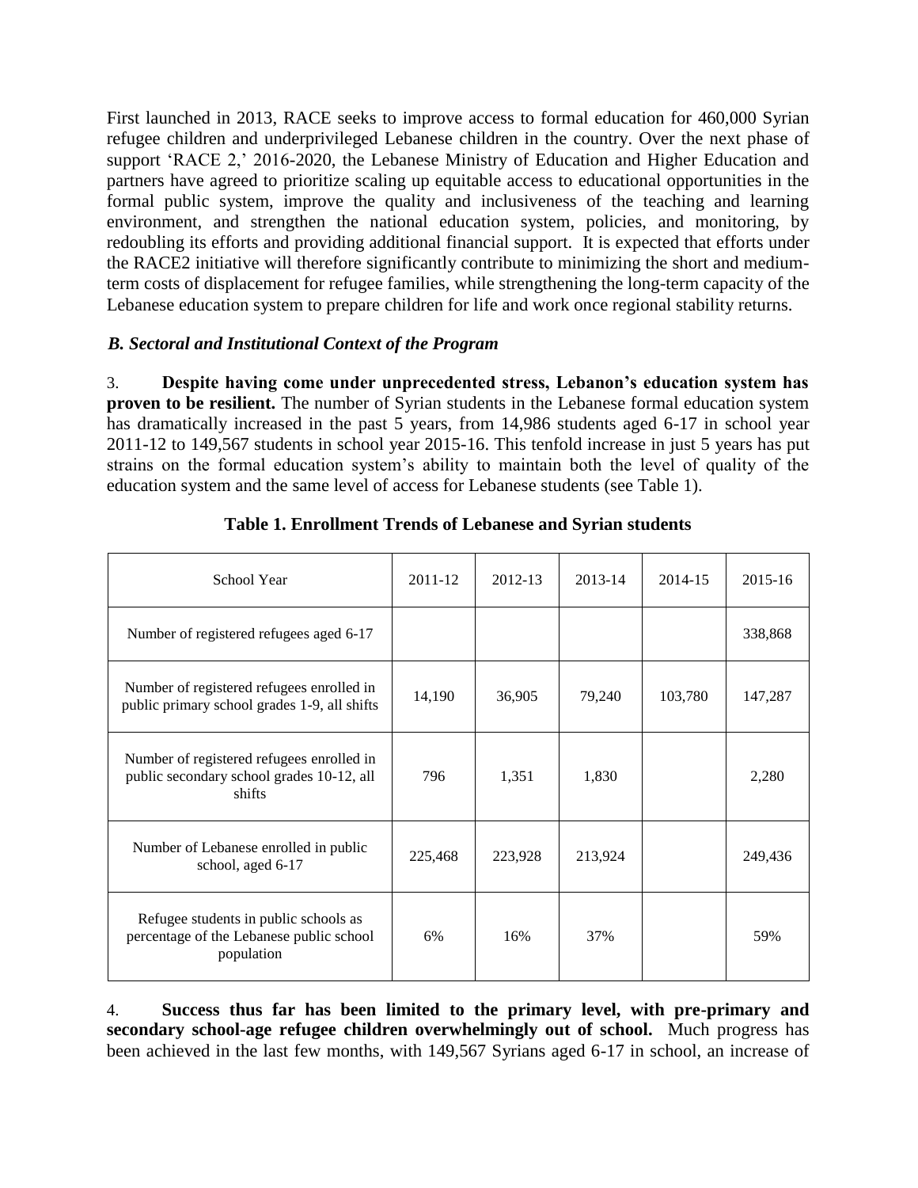First launched in 2013, RACE seeks to improve access to formal education for 460,000 Syrian refugee children and underprivileged Lebanese children in the country. Over the next phase of support 'RACE 2,' 2016-2020, the Lebanese Ministry of Education and Higher Education and partners have agreed to prioritize scaling up equitable access to educational opportunities in the formal public system, improve the quality and inclusiveness of the teaching and learning environment, and strengthen the national education system, policies, and monitoring, by redoubling its efforts and providing additional financial support. It is expected that efforts under the RACE2 initiative will therefore significantly contribute to minimizing the short and medium-term costs of displacement for refugee families, while strengthening the long-term capacity of the Lebanese education system to prepare children for life and work once regional stability returns.

### *B. Sectoral and Institutional Context of the Program*

3. **Despite having come under unprecedented stress, Lebanon's education system has proven to be resilient.** The number of Syrian students in the Lebanese formal education system has dramatically increased in the past 5 years, from 14,986 students aged 6-17 in school year 2011-12 to 149,567 students in school year 2015-16. This tenfold increase in just 5 years has put strains on the formal education system's ability to maintain both the level of quality of the education system and the same level of access for Lebanese students (see Table 1).

**Table 1. Enrollment Trends of Lebanese and Syrian students**

| School Year | 2011-12 | 2012-13 | 2013-14 | 2014-15 | 2015-16 |
|---|---|---|---|---|---|
| Number of registered refugees aged 6-17 | | | | | 338,868 |
| Number of registered refugees enrolled in public primary school grades 1-9, all shifts | 14,190 | 36,905 | 79,240 | 103,780 | 147,287 |
| Number of registered refugees enrolled in public secondary school grades 10-12, all shifts | 796 | 1,351 | 1,830 | | 2,280 |
| Number of Lebanese enrolled in public school, aged 6-17 | 225,468 | 223,928 | 213,924 | | 249,436 |
| Refugee students in public schools as percentage of the Lebanese public school population | 6% | 16% | 37% | | 59% |

4. **Success thus far has been limited to the primary level, with pre-primary and secondary school-age refugee children overwhelmingly out of school.** Much progress has been achieved in the last few months, with 149,567 Syrians aged 6-17 in school, an increase of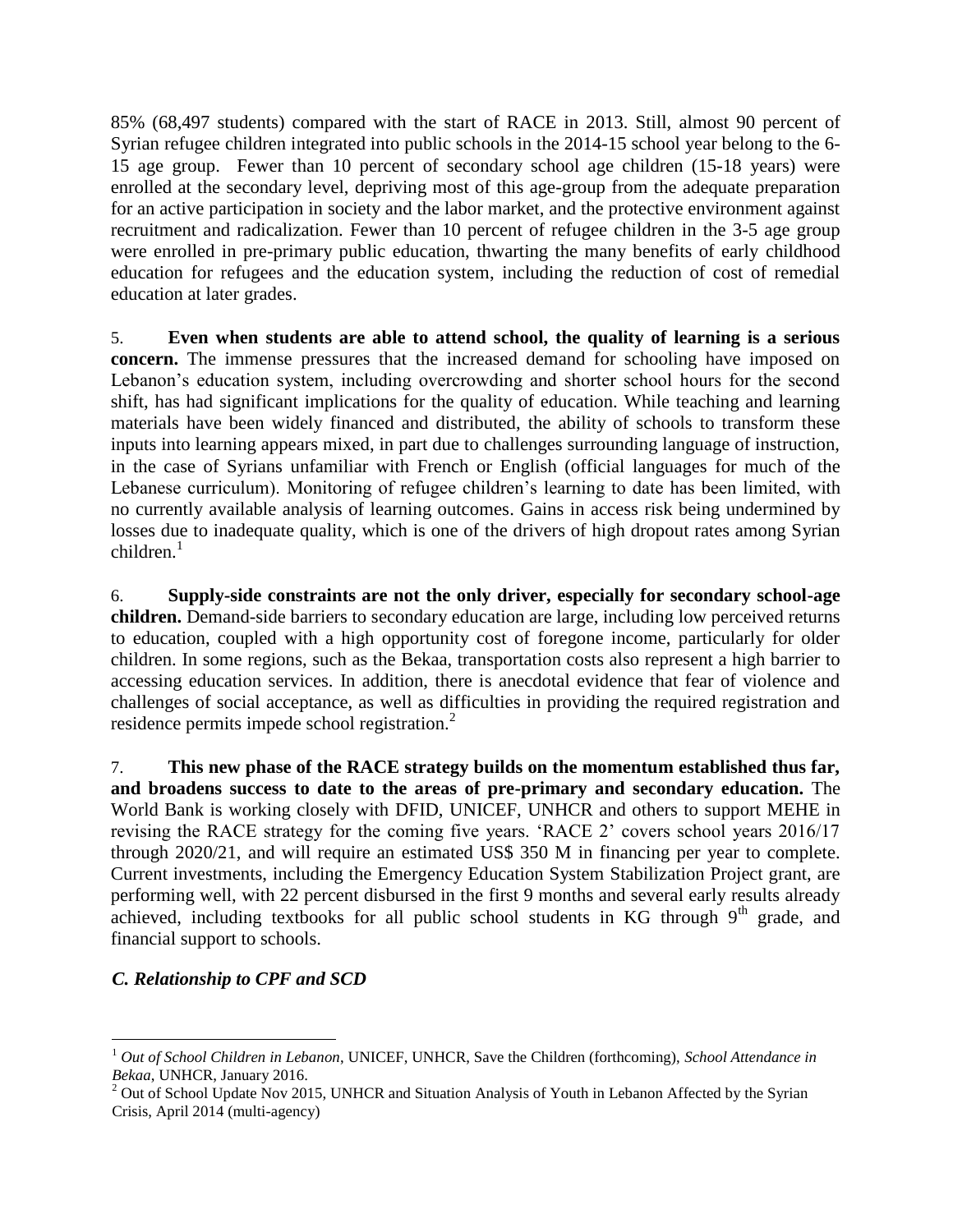85% (68,497 students) compared with the start of RACE in 2013. Still, almost 90 percent of Syrian refugee children integrated into public schools in the 2014-15 school year belong to the 6-15 age group. Fewer than 10 percent of secondary school age children (15-18 years) were enrolled at the secondary level, depriving most of this age-group from the adequate preparation for an active participation in society and the labor market, and the protective environment against recruitment and radicalization. Fewer than 10 percent of refugee children in the 3-5 age group were enrolled in pre-primary public education, thwarting the many benefits of early childhood education for refugees and the education system, including the reduction of cost of remedial education at later grades.

5. **Even when students are able to attend school, the quality of learning is a serious concern.** The immense pressures that the increased demand for schooling have imposed on Lebanon's education system, including overcrowding and shorter school hours for the second shift, has had significant implications for the quality of education. While teaching and learning materials have been widely financed and distributed, the ability of schools to transform these inputs into learning appears mixed, in part due to challenges surrounding language of instruction, in the case of Syrians unfamiliar with French or English (official languages for much of the Lebanese curriculum). Monitoring of refugee children's learning to date has been limited, with no currently available analysis of learning outcomes. Gains in access risk being undermined by losses due to inadequate quality, which is one of the drivers of high dropout rates among Syrian children.[1]

6. **Supply-side constraints are not the only driver, especially for secondary school-age children.** Demand-side barriers to secondary education are large, including low perceived returns to education, coupled with a high opportunity cost of foregone income, particularly for older children. In some regions, such as the Bekaa, transportation costs also represent a high barrier to accessing education services. In addition, there is anecdotal evidence that fear of violence and challenges of social acceptance, as well as difficulties in providing the required registration and residence permits impede school registration.[2]

7. **This new phase of the RACE strategy builds on the momentum established thus far, and broadens success to date to the areas of pre-primary and secondary education.** The World Bank is working closely with DFID, UNICEF, UNHCR and others to support MEHE in revising the RACE strategy for the coming five years. 'RACE 2' covers school years 2016/17 through 2020/21, and will require an estimated US$ 350 M in financing per year to complete. Current investments, including the Emergency Education System Stabilization Project grant, are performing well, with 22 percent disbursed in the first 9 months and several early results already achieved, including textbooks for all public school students in KG through 9th grade, and financial support to schools.

### *C. Relationship to CPF and SCD*

---

[1] *Out of School Children in Lebanon*, UNICEF, UNHCR, Save the Children (forthcoming), *School Attendance in Bekaa*, UNHCR, January 2016.

[2] Out of School Update Nov 2015, UNHCR and Situation Analysis of Youth in Lebanon Affected by the Syrian Crisis, April 2014 (multi-agency)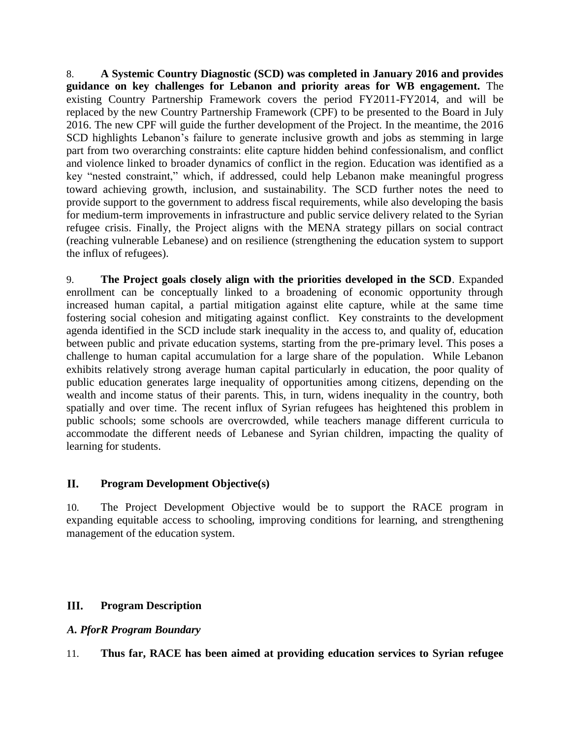8. **A Systemic Country Diagnostic (SCD) was completed in January 2016 and provides guidance on key challenges for Lebanon and priority areas for WB engagement.** The existing Country Partnership Framework covers the period FY2011-FY2014, and will be replaced by the new Country Partnership Framework (CPF) to be presented to the Board in July 2016. The new CPF will guide the further development of the Project. In the meantime, the 2016 SCD highlights Lebanon's failure to generate inclusive growth and jobs as stemming in large part from two overarching constraints: elite capture hidden behind confessionalism, and conflict and violence linked to broader dynamics of conflict in the region. Education was identified as a key "nested constraint," which, if addressed, could help Lebanon make meaningful progress toward achieving growth, inclusion, and sustainability. The SCD further notes the need to provide support to the government to address fiscal requirements, while also developing the basis for medium-term improvements in infrastructure and public service delivery related to the Syrian refugee crisis. Finally, the Project aligns with the MENA strategy pillars on social contract (reaching vulnerable Lebanese) and on resilience (strengthening the education system to support the influx of refugees).

9. **The Project goals closely align with the priorities developed in the SCD**. Expanded enrollment can be conceptually linked to a broadening of economic opportunity through increased human capital, a partial mitigation against elite capture, while at the same time fostering social cohesion and mitigating against conflict. Key constraints to the development agenda identified in the SCD include stark inequality in the access to, and quality of, education between public and private education systems, starting from the pre-primary level. This poses a challenge to human capital accumulation for a large share of the population. While Lebanon exhibits relatively strong average human capital particularly in education, the poor quality of public education generates large inequality of opportunities among citizens, depending on the wealth and income status of their parents. This, in turn, widens inequality in the country, both spatially and over time. The recent influx of Syrian refugees has heightened this problem in public schools; some schools are overcrowded, while teachers manage different curricula to accommodate the different needs of Lebanese and Syrian children, impacting the quality of learning for students.

## II. Program Development Objective(s)

10. The Project Development Objective would be to support the RACE program in expanding equitable access to schooling, improving conditions for learning, and strengthening management of the education system.

## III. Program Description

### *A. PforR Program Boundary*

11. **Thus far, RACE has been aimed at providing education services to Syrian refugee**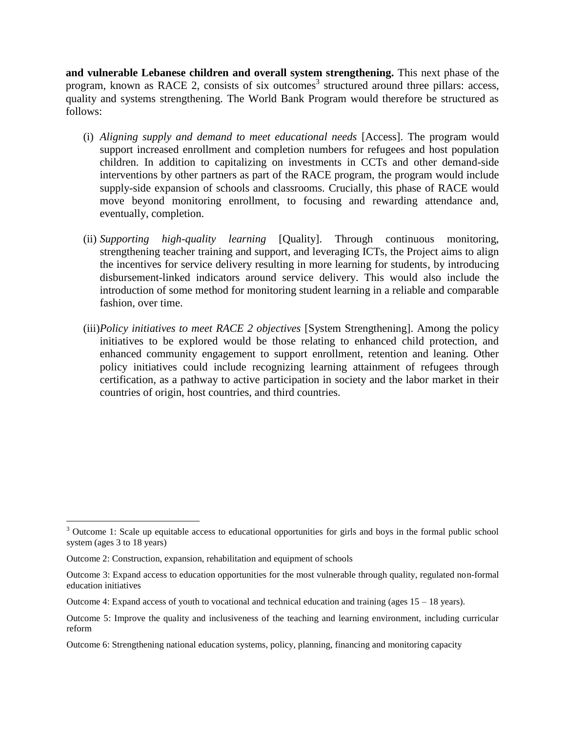**and vulnerable Lebanese children and overall system strengthening.** This next phase of the program, known as RACE 2, consists of six outcomes[3] structured around three pillars: access, quality and systems strengthening. The World Bank Program would therefore be structured as follows:

(i) *Aligning supply and demand to meet educational needs* [Access]. The program would support increased enrollment and completion numbers for refugees and host population children. In addition to capitalizing on investments in CCTs and other demand-side interventions by other partners as part of the RACE program, the program would include supply-side expansion of schools and classrooms. Crucially, this phase of RACE would move beyond monitoring enrollment, to focusing and rewarding attendance and, eventually, completion.

(ii) *Supporting high-quality learning* [Quality]. Through continuous monitoring, strengthening teacher training and support, and leveraging ICTs, the Project aims to align the incentives for service delivery resulting in more learning for students, by introducing disbursement-linked indicators around service delivery. This would also include the introduction of some method for monitoring student learning in a reliable and comparable fashion, over time.

(iii) *Policy initiatives to meet RACE 2 objectives* [System Strengthening]. Among the policy initiatives to be explored would be those relating to enhanced child protection, and enhanced community engagement to support enrollment, retention and leaning. Other policy initiatives could include recognizing learning attainment of refugees through certification, as a pathway to active participation in society and the labor market in their countries of origin, host countries, and third countries.

---

[3] Outcome 1: Scale up equitable access to educational opportunities for girls and boys in the formal public school system (ages 3 to 18 years)

Outcome 2: Construction, expansion, rehabilitation and equipment of schools

Outcome 3: Expand access to education opportunities for the most vulnerable through quality, regulated non-formal education initiatives

Outcome 4: Expand access of youth to vocational and technical education and training (ages 15 – 18 years).

Outcome 5: Improve the quality and inclusiveness of the teaching and learning environment, including curricular reform

Outcome 6: Strengthening national education systems, policy, planning, financing and monitoring capacity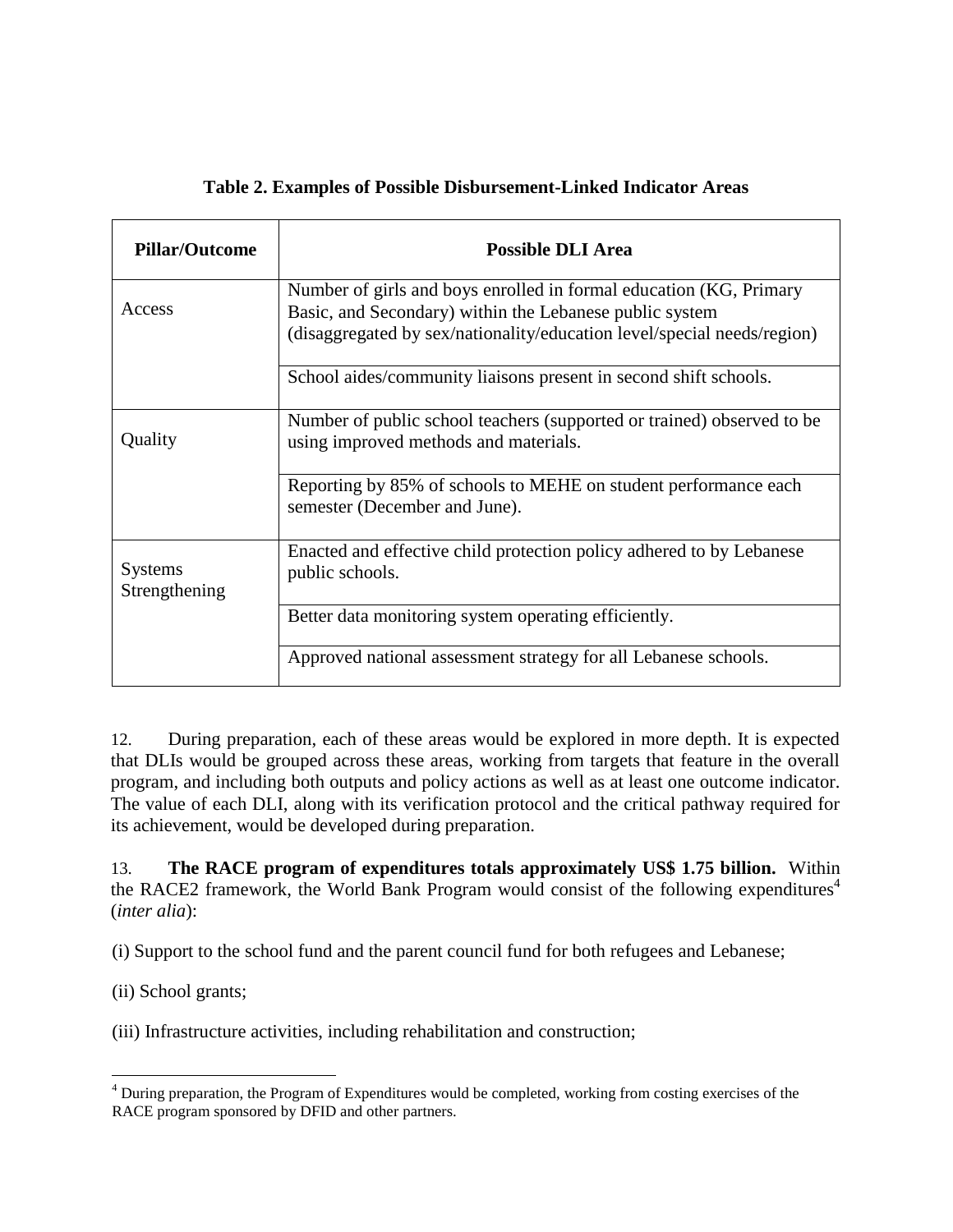**Table 2. Examples of Possible Disbursement-Linked Indicator Areas**

| Pillar/Outcome | Possible DLI Area |
|---|---|
| Access | Number of girls and boys enrolled in formal education (KG, Primary Basic, and Secondary) within the Lebanese public system (disaggregated by sex/nationality/education level/special needs/region) |
| | School aides/community liaisons present in second shift schools. |
| Quality | Number of public school teachers (supported or trained) observed to be using improved methods and materials. |
| | Reporting by 85% of schools to MEHE on student performance each semester (December and June). |
| Systems Strengthening | Enacted and effective child protection policy adhered to by Lebanese public schools. |
| | Better data monitoring system operating efficiently. |
| | Approved national assessment strategy for all Lebanese schools. |

12. During preparation, each of these areas would be explored in more depth. It is expected that DLIs would be grouped across these areas, working from targets that feature in the overall program, and including both outputs and policy actions as well as at least one outcome indicator. The value of each DLI, along with its verification protocol and the critical pathway required for its achievement, would be developed during preparation.

13. **The RACE program of expenditures totals approximately US$ 1.75 billion.** Within the RACE2 framework, the World Bank Program would consist of the following expenditures[4] (*inter alia*):

(i) Support to the school fund and the parent council fund for both refugees and Lebanese;

(ii) School grants;

(iii) Infrastructure activities, including rehabilitation and construction;

[4] During preparation, the Program of Expenditures would be completed, working from costing exercises of the RACE program sponsored by DFID and other partners.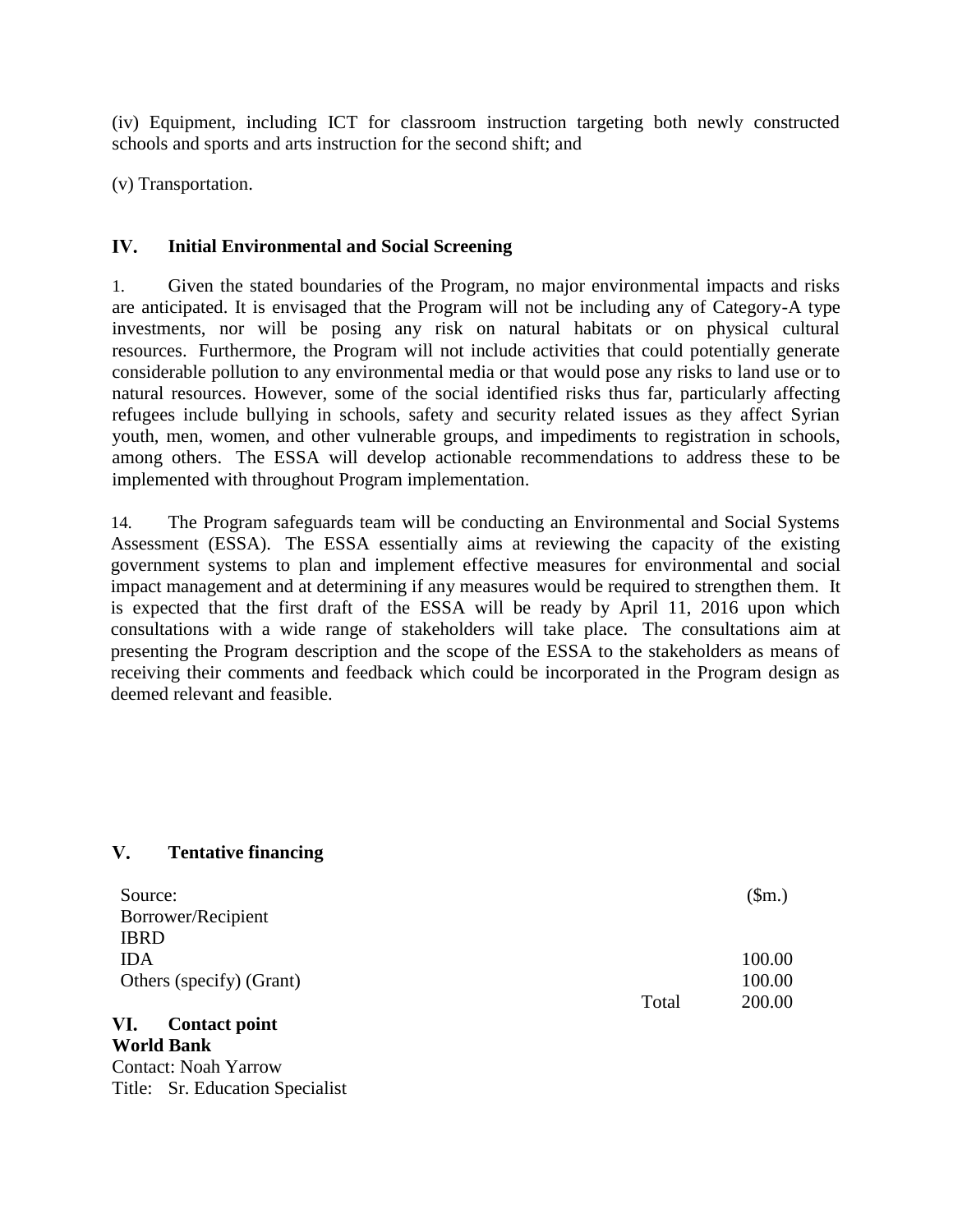(iv) Equipment, including ICT for classroom instruction targeting both newly constructed schools and sports and arts instruction for the second shift; and

(v) Transportation.

## IV. Initial Environmental and Social Screening

1. Given the stated boundaries of the Program, no major environmental impacts and risks are anticipated. It is envisaged that the Program will not be including any of Category-A type investments, nor will be posing any risk on natural habitats or on physical cultural resources. Furthermore, the Program will not include activities that could potentially generate considerable pollution to any environmental media or that would pose any risks to land use or to natural resources. However, some of the social identified risks thus far, particularly affecting refugees include bullying in schools, safety and security related issues as they affect Syrian youth, men, women, and other vulnerable groups, and impediments to registration in schools, among others. The ESSA will develop actionable recommendations to address these to be implemented with throughout Program implementation.

14. The Program safeguards team will be conducting an Environmental and Social Systems Assessment (ESSA). The ESSA essentially aims at reviewing the capacity of the existing government systems to plan and implement effective measures for environmental and social impact management and at determining if any measures would be required to strengthen them. It is expected that the first draft of the ESSA will be ready by April 11, 2016 upon which consultations with a wide range of stakeholders will take place. The consultations aim at presenting the Program description and the scope of the ESSA to the stakeholders as means of receiving their comments and feedback which could be incorporated in the Program design as deemed relevant and feasible.

## V. Tentative financing

| Source: | | ($m.) |
|---|---|---|
| Borrower/Recipient | | |
| IBRD | | |
| IDA | | 100.00 |
| Others (specify) (Grant) | | 100.00 |
| | Total | 200.00 |

## VI. Contact point

**World Bank**

Contact: Noah Yarrow
Title: Sr. Education Specialist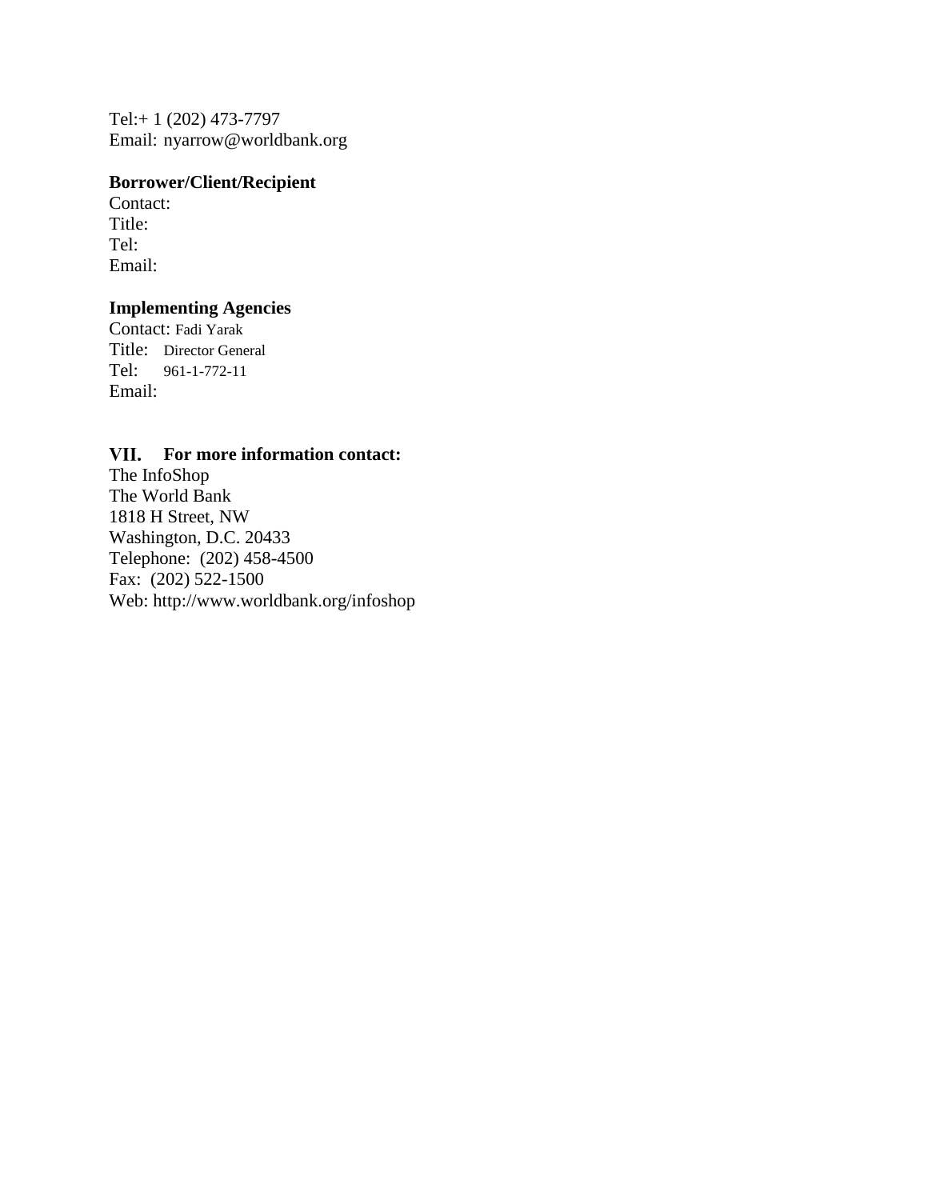Tel:+ 1 (202) 473-7797
Email: nyarrow@worldbank.org

**Borrower/Client/Recipient**
Contact:
Title:
Tel:
Email:

**Implementing Agencies**
Contact: Fadi Yarak
Title: Director General
Tel: 961-1-772-11
Email:

## VII. For more information contact:

The InfoShop
The World Bank
1818 H Street, NW
Washington, D.C. 20433
Telephone: (202) 458-4500
Fax: (202) 522-1500
Web: http://www.worldbank.org/infoshop